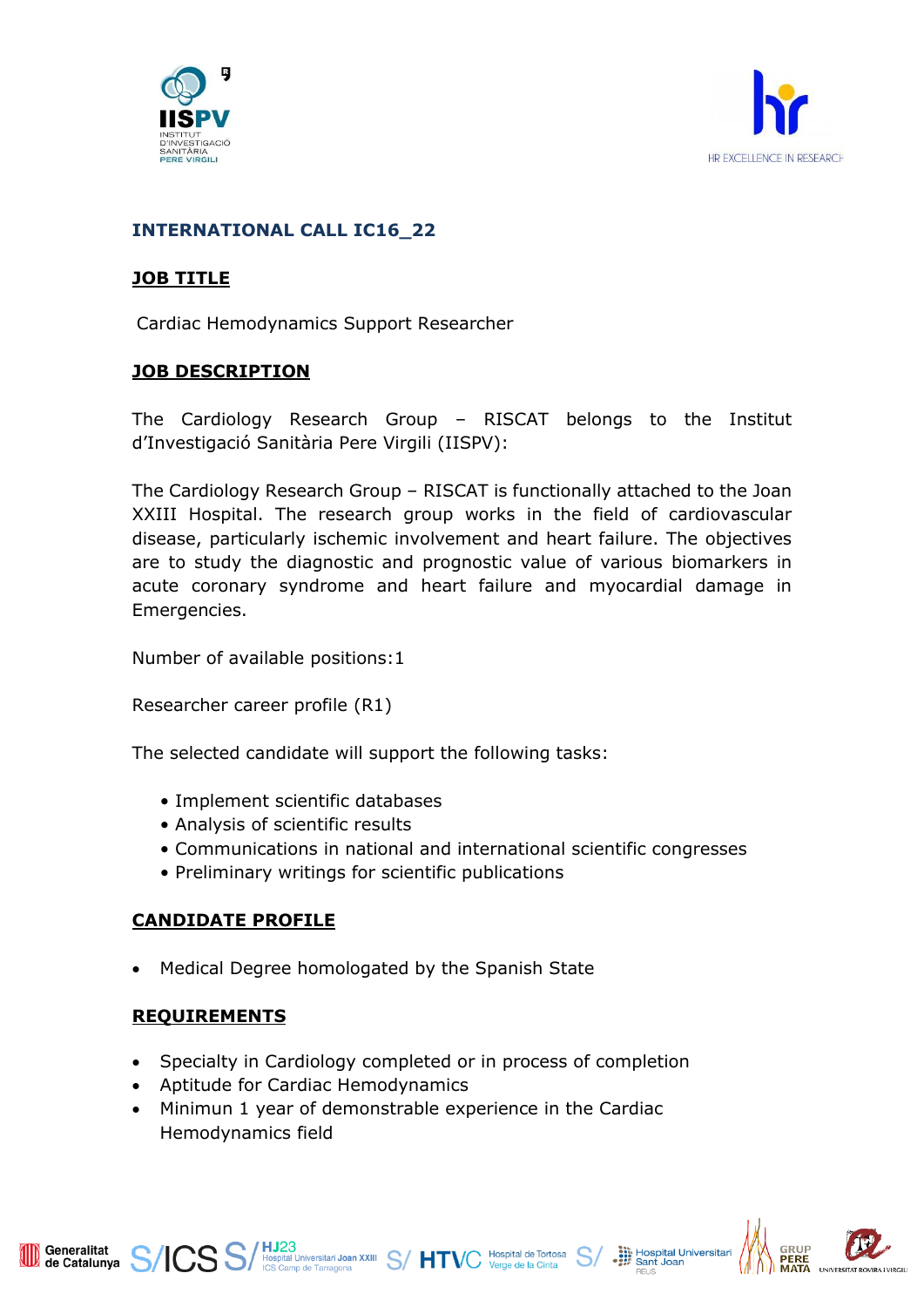## INTERNATIONAL CALL IC16_22

### JOB TITLE

Cardiac Hemodynamics Support Researcher

### JOB DESCRIPTION

The Cardiology Research Group – RISCAT belongs to the Institut d'Investigació Sanitària Pere Virgili (IISPV):

The Cardiology Research Group – RISCAT is functionally attached to the Joan XXIII Hospital. The research group works in the field of cardiovascular disease, particularly ischemic involvement and heart failure. The objectives are to study the diagnostic and prognostic value of various biomarkers in acute coronary syndrome and heart failure and myocardial damage in Emergencies.

Number of available positions:1

Researcher career profile (R1)

The selected candidate will support the following tasks:

- Implement scientific databases
- Analysis of scientific results
- Communications in national and international scientific congresses
- Preliminary writings for scientific publications

### CANDIDATE PROFILE

- Medical Degree homologated by the Spanish State

### REQUIREMENTS

- Specialty in Cardiology completed or in process of completion
- Aptitude for Cardiac Hemodynamics
- Minimun 1 year of demonstrable experience in the Cardiac Hemodynamics field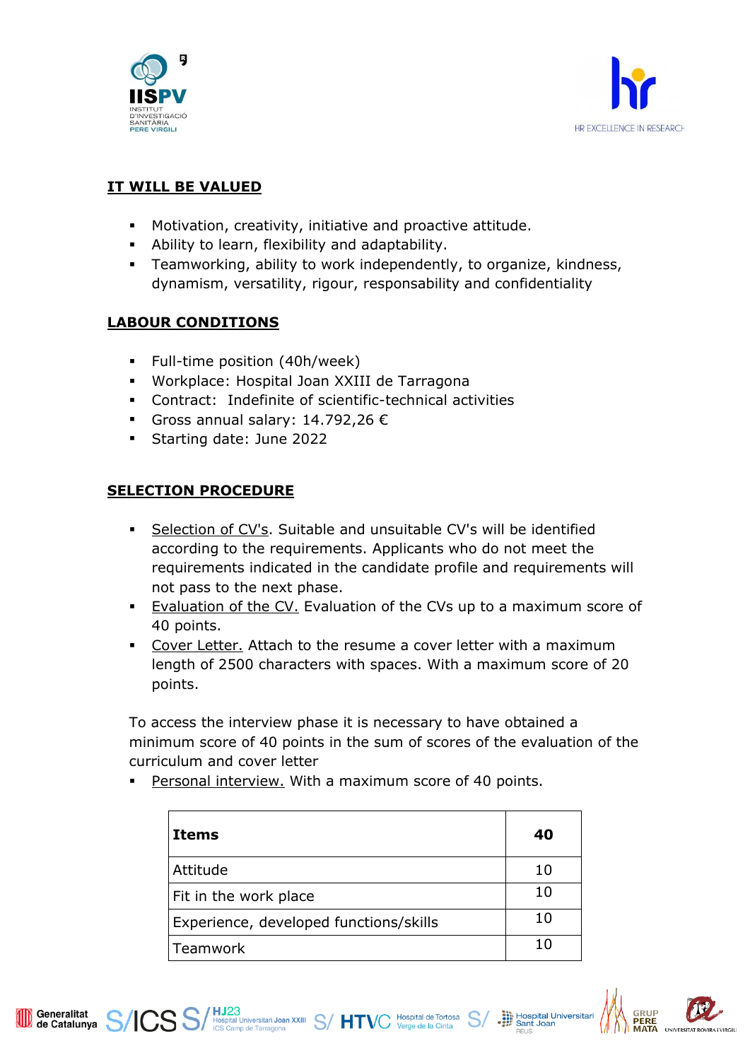## IT WILL BE VALUED

- Motivation, creativity, initiative and proactive attitude.
- Ability to learn, flexibility and adaptability.
- Teamworking, ability to work independently, to organize, kindness, dynamism, versatility, rigour, responsability and confidentiality

## LABOUR CONDITIONS

- Full-time position (40h/week)
- Workplace: Hospital Joan XXIII de Tarragona
- Contract: Indefinite of scientific-technical activities
- Gross annual salary: 14.792,26 €
- Starting date: June 2022

## SELECTION PROCEDURE

- Selection of CV's. Suitable and unsuitable CV's will be identified according to the requirements. Applicants who do not meet the requirements indicated in the candidate profile and requirements will not pass to the next phase.
- Evaluation of the CV. Evaluation of the CVs up to a maximum score of 40 points.
- Cover Letter. Attach to the resume a cover letter with a maximum length of 2500 characters with spaces. With a maximum score of 20 points.

To access the interview phase it is necessary to have obtained a minimum score of 40 points in the sum of scores of the evaluation of the curriculum and cover letter

- Personal interview. With a maximum score of 40 points.

| **Items** | **40** |
|---|---|
| Attitude | 10 |
| Fit in the work place | 10 |
| Experience, developed functions/skills | 10 |
| Teamwork | 10 |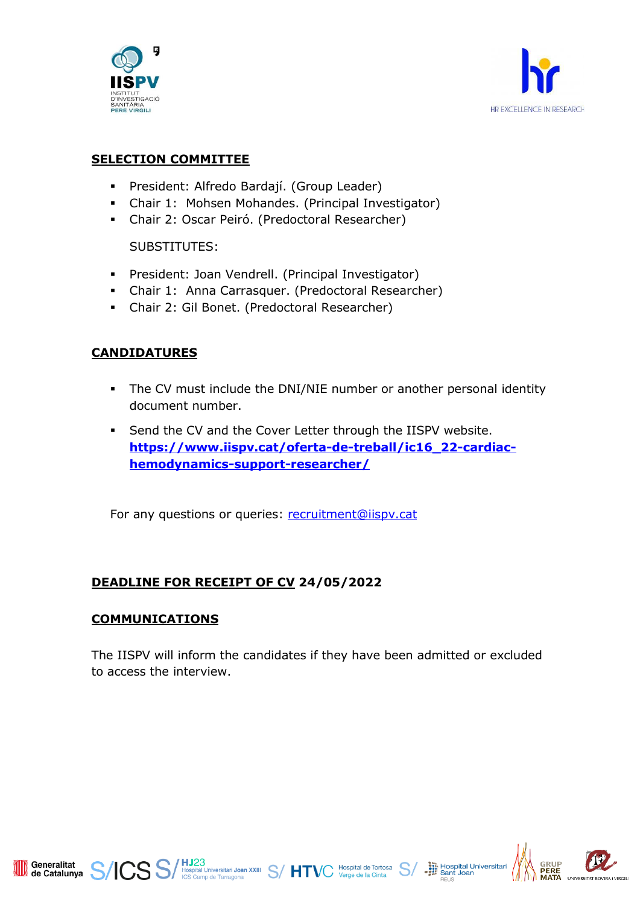## SELECTION COMMITTEE

- President: Alfredo Bardají. (Group Leader)
- Chair 1: Mohsen Mohandes. (Principal Investigator)
- Chair 2: Oscar Peiró. (Predoctoral Researcher)

SUBSTITUTES:

- President: Joan Vendrell. (Principal Investigator)
- Chair 1: Anna Carrasquer. (Predoctoral Researcher)
- Chair 2: Gil Bonet. (Predoctoral Researcher)

## CANDIDATURES

- The CV must include the DNI/NIE number or another personal identity document number.
- Send the CV and the Cover Letter through the IISPV website. **https://www.iispv.cat/oferta-de-treball/ic16_22-cardiac-hemodynamics-support-researcher/**

For any questions or queries: recruitment@iispv.cat

## DEADLINE FOR RECEIPT OF CV 24/05/2022

## COMMUNICATIONS

The IISPV will inform the candidates if they have been admitted or excluded to access the interview.